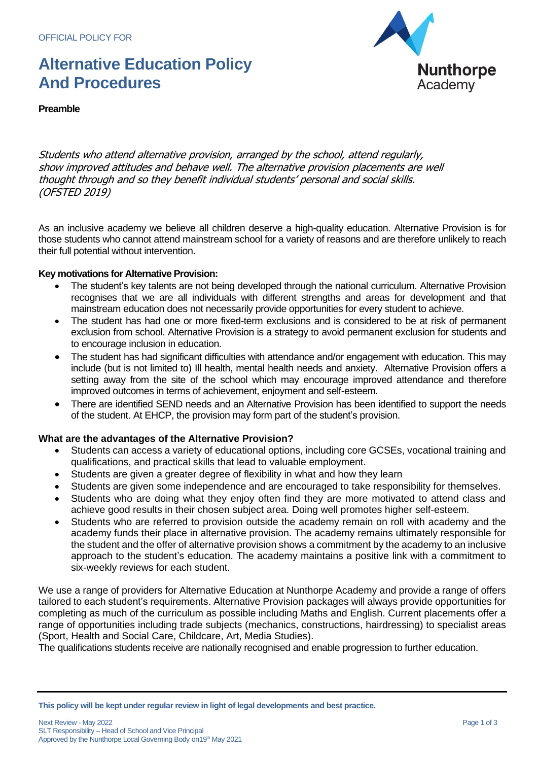OFFICIAL POLICY FOR

# Alternative Education Policy And Procedures

**Preamble**

*Students who attend alternative provision, arranged by the school, attend regularly, show improved attitudes and behave well. The alternative provision placements are well thought through and so they benefit individual students' personal and social skills. (OFSTED 2019)*

As an inclusive academy we believe all children deserve a high-quality education. Alternative Provision is for those students who cannot attend mainstream school for a variety of reasons and are therefore unlikely to reach their full potential without intervention.

**Key motivations for Alternative Provision:**

- The student's key talents are not being developed through the national curriculum. Alternative Provision recognises that we are all individuals with different strengths and areas for development and that mainstream education does not necessarily provide opportunities for every student to achieve.
- The student has had one or more fixed-term exclusions and is considered to be at risk of permanent exclusion from school. Alternative Provision is a strategy to avoid permanent exclusion for students and to encourage inclusion in education.
- The student has had significant difficulties with attendance and/or engagement with education. This may include (but is not limited to) Ill health, mental health needs and anxiety. Alternative Provision offers a setting away from the site of the school which may encourage improved attendance and therefore improved outcomes in terms of achievement, enjoyment and self-esteem.
- There are identified SEND needs and an Alternative Provision has been identified to support the needs of the student. At EHCP, the provision may form part of the student's provision.

**What are the advantages of the Alternative Provision?**

- Students can access a variety of educational options, including core GCSEs, vocational training and qualifications, and practical skills that lead to valuable employment.
- Students are given a greater degree of flexibility in what and how they learn
- Students are given some independence and are encouraged to take responsibility for themselves.
- Students who are doing what they enjoy often find they are more motivated to attend class and achieve good results in their chosen subject area. Doing well promotes higher self-esteem.
- Students who are referred to provision outside the academy remain on roll with academy and the academy funds their place in alternative provision. The academy remains ultimately responsible for the student and the offer of alternative provision shows a commitment by the academy to an inclusive approach to the student's education. The academy maintains a positive link with a commitment to six-weekly reviews for each student.

We use a range of providers for Alternative Education at Nunthorpe Academy and provide a range of offers tailored to each student's requirements. Alternative Provision packages will always provide opportunities for completing as much of the curriculum as possible including Maths and English. Current placements offer a range of opportunities including trade subjects (mechanics, constructions, hairdressing) to specialist areas (Sport, Health and Social Care, Childcare, Art, Media Studies).
The qualifications students receive are nationally recognised and enable progression to further education.

**This policy will be kept under regular review in light of legal developments and best practice.**

Next Review - May 2022
SLT Responsibility – Head of School and Vice Principal
Approved by the Nunthorpe Local Governing Body on19th May 2021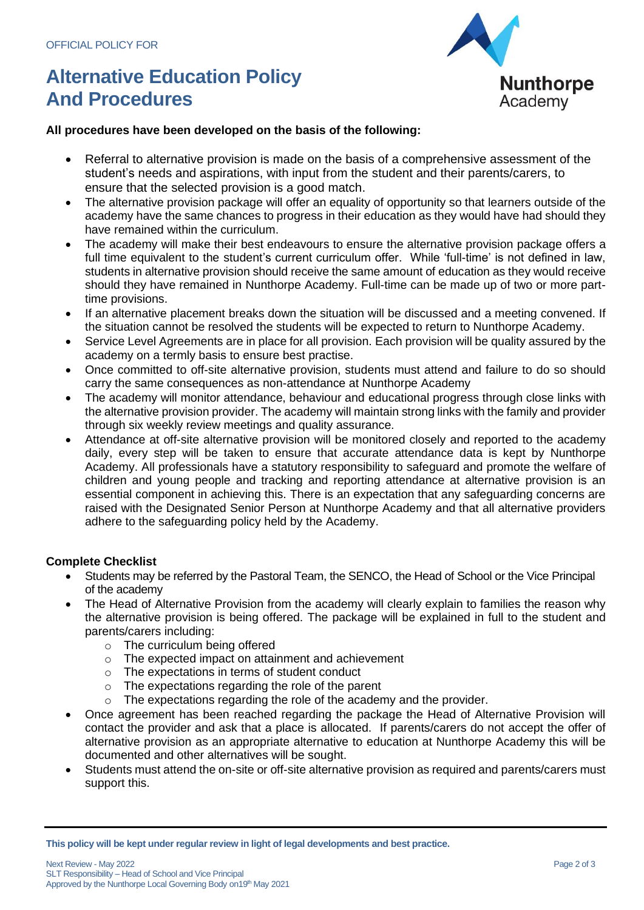OFFICIAL POLICY FOR

# Alternative Education Policy And Procedures

**All procedures have been developed on the basis of the following:**

- Referral to alternative provision is made on the basis of a comprehensive assessment of the student's needs and aspirations, with input from the student and their parents/carers, to ensure that the selected provision is a good match.
- The alternative provision package will offer an equality of opportunity so that learners outside of the academy have the same chances to progress in their education as they would have had should they have remained within the curriculum.
- The academy will make their best endeavours to ensure the alternative provision package offers a full time equivalent to the student's current curriculum offer. While 'full-time' is not defined in law, students in alternative provision should receive the same amount of education as they would receive should they have remained in Nunthorpe Academy. Full-time can be made up of two or more part-time provisions.
- If an alternative placement breaks down the situation will be discussed and a meeting convened. If the situation cannot be resolved the students will be expected to return to Nunthorpe Academy.
- Service Level Agreements are in place for all provision. Each provision will be quality assured by the academy on a termly basis to ensure best practise.
- Once committed to off-site alternative provision, students must attend and failure to do so should carry the same consequences as non-attendance at Nunthorpe Academy
- The academy will monitor attendance, behaviour and educational progress through close links with the alternative provision provider. The academy will maintain strong links with the family and provider through six weekly review meetings and quality assurance.
- Attendance at off-site alternative provision will be monitored closely and reported to the academy daily, every step will be taken to ensure that accurate attendance data is kept by Nunthorpe Academy. All professionals have a statutory responsibility to safeguard and promote the welfare of children and young people and tracking and reporting attendance at alternative provision is an essential component in achieving this. There is an expectation that any safeguarding concerns are raised with the Designated Senior Person at Nunthorpe Academy and that all alternative providers adhere to the safeguarding policy held by the Academy.

**Complete Checklist**

- Students may be referred by the Pastoral Team, the SENCO, the Head of School or the Vice Principal of the academy
- The Head of Alternative Provision from the academy will clearly explain to families the reason why the alternative provision is being offered. The package will be explained in full to the student and parents/carers including:
  - The curriculum being offered
  - The expected impact on attainment and achievement
  - The expectations in terms of student conduct
  - The expectations regarding the role of the parent
  - The expectations regarding the role of the academy and the provider.
- Once agreement has been reached regarding the package the Head of Alternative Provision will contact the provider and ask that a place is allocated. If parents/carers do not accept the offer of alternative provision as an appropriate alternative to education at Nunthorpe Academy this will be documented and other alternatives will be sought.
- Students must attend the on-site or off-site alternative provision as required and parents/carers must support this.

**This policy will be kept under regular review in light of legal developments and best practice.**

Next Review - May 2022
SLT Responsibility – Head of School and Vice Principal
Approved by the Nunthorpe Local Governing Body on 19th May 2021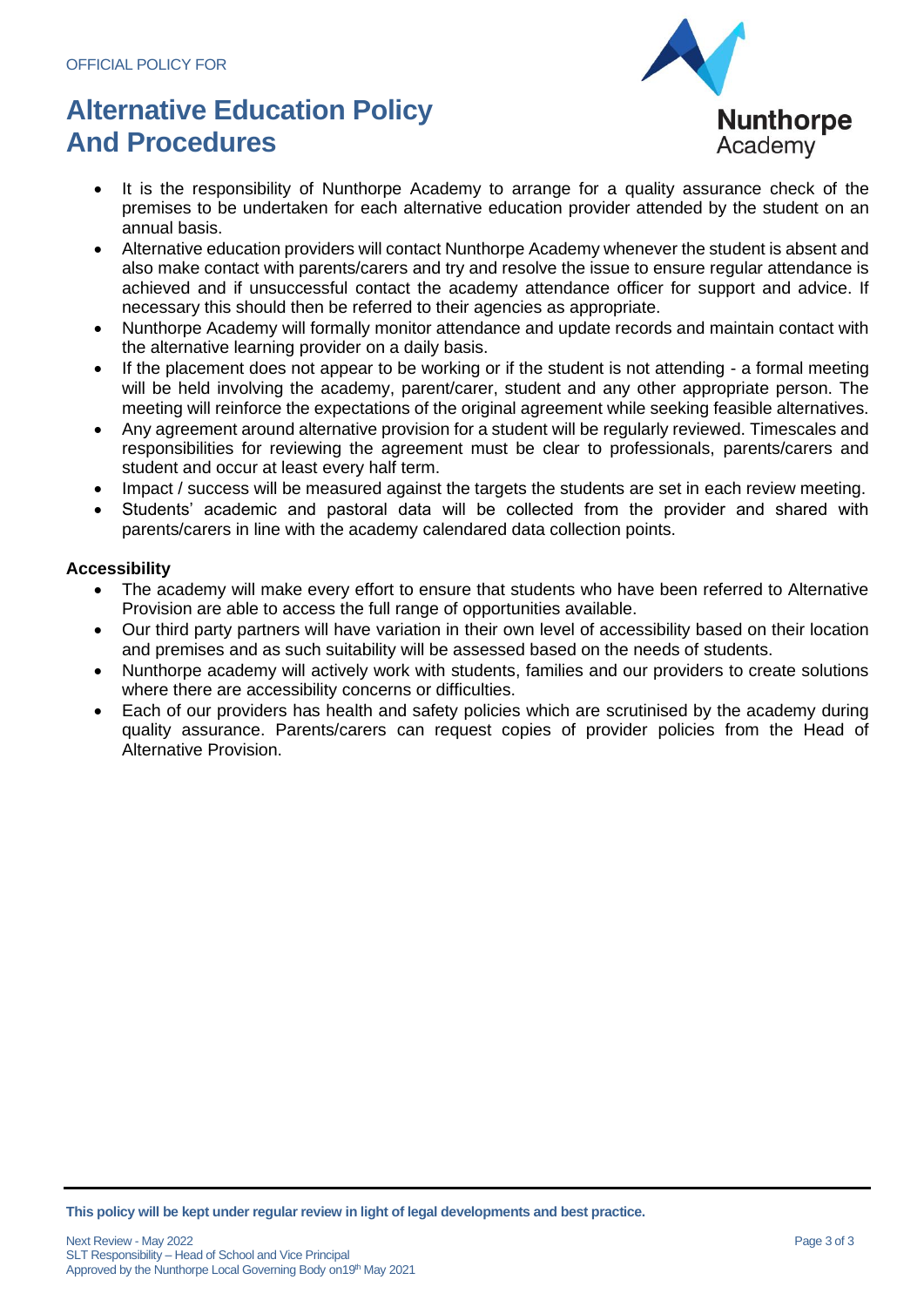- It is the responsibility of Nunthorpe Academy to arrange for a quality assurance check of the premises to be undertaken for each alternative education provider attended by the student on an annual basis.
- Alternative education providers will contact Nunthorpe Academy whenever the student is absent and also make contact with parents/carers and try and resolve the issue to ensure regular attendance is achieved and if unsuccessful contact the academy attendance officer for support and advice. If necessary this should then be referred to their agencies as appropriate.
- Nunthorpe Academy will formally monitor attendance and update records and maintain contact with the alternative learning provider on a daily basis.
- If the placement does not appear to be working or if the student is not attending - a formal meeting will be held involving the academy, parent/carer, student and any other appropriate person. The meeting will reinforce the expectations of the original agreement while seeking feasible alternatives.
- Any agreement around alternative provision for a student will be regularly reviewed. Timescales and responsibilities for reviewing the agreement must be clear to professionals, parents/carers and student and occur at least every half term.
- Impact / success will be measured against the targets the students are set in each review meeting.
- Students' academic and pastoral data will be collected from the provider and shared with parents/carers in line with the academy calendared data collection points.

**Accessibility**

- The academy will make every effort to ensure that students who have been referred to Alternative Provision are able to access the full range of opportunities available.
- Our third party partners will have variation in their own level of accessibility based on their location and premises and as such suitability will be assessed based on the needs of students.
- Nunthorpe academy will actively work with students, families and our providers to create solutions where there are accessibility concerns or difficulties.
- Each of our providers has health and safety policies which are scrutinised by the academy during quality assurance. Parents/carers can request copies of provider policies from the Head of Alternative Provision.

**This policy will be kept under regular review in light of legal developments and best practice.**

Next Review - May 2022
SLT Responsibility – Head of School and Vice Principal
Approved by the Nunthorpe Local Governing Body on19th May 2021